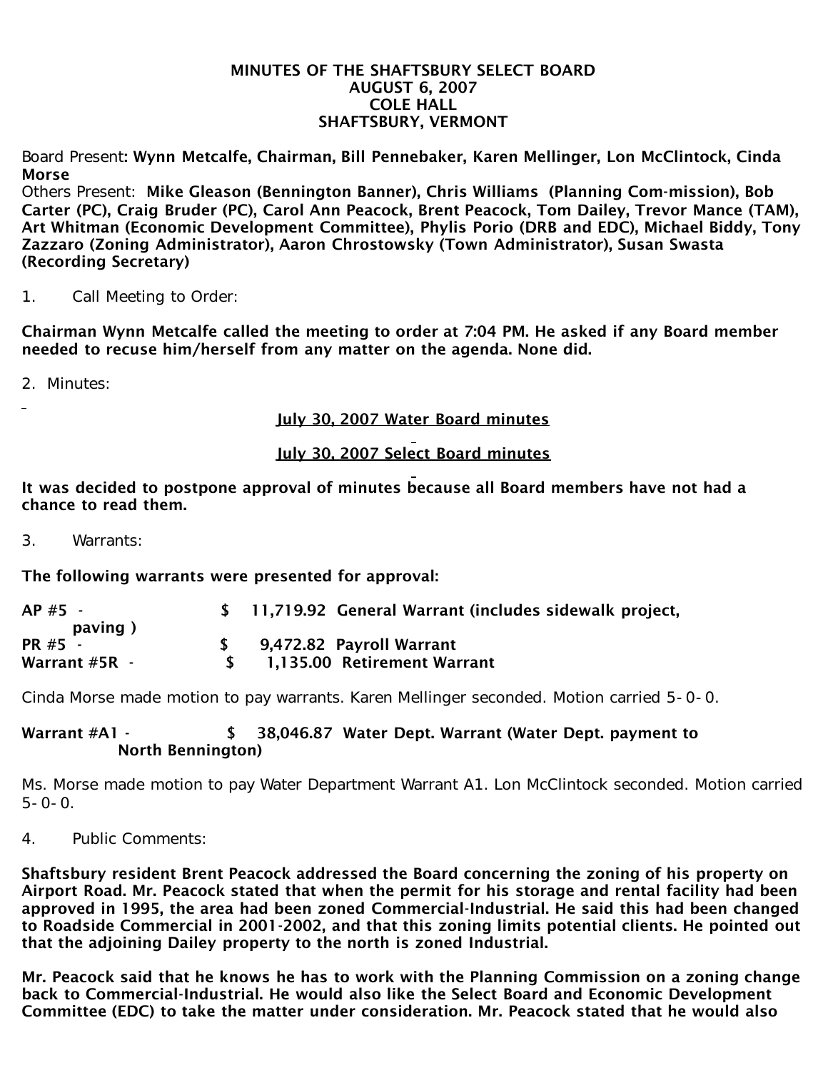# MINUTES OF THE SHAFTSBURY SELECT BOARD
## AUGUST 6, 2007
## COLE HALL
## SHAFTSBURY, VERMONT

Board Present: **Wynn Metcalfe, Chairman, Bill Pennebaker, Karen Mellinger, Lon McClintock, Cinda Morse**

Others Present: **Mike Gleason (Bennington Banner), Chris Williams (Planning Com-mission), Bob Carter (PC), Craig Bruder (PC), Carol Ann Peacock, Brent Peacock, Tom Dailey, Trevor Mance (TAM), Art Whitman (Economic Development Committee), Phylis Porio (DRB and EDC), Michael Biddy, Tony Zazzaro (Zoning Administrator), Aaron Chrostowsky (Town Administrator), Susan Swasta (Recording Secretary)**

1. Call Meeting to Order:

**Chairman Wynn Metcalfe called the meeting to order at 7:04 PM. He asked if any Board member needed to recuse him/herself from any matter on the agenda. None did.**

2. Minutes:

**July 30, 2007 Water Board minutes**

**July 30, 2007 Select Board minutes**

**It was decided to postpone approval of minutes because all Board members have not had a chance to read them.**

3. Warrants:

**The following warrants were presented for approval:**

**AP #5 - $ 11,719.92 General Warrant (includes sidewalk project, paving )**
**PR #5 - $ 9,472.82 Payroll Warrant**
**Warrant #5R - $ 1,135.00 Retirement Warrant**

Cinda Morse made motion to pay warrants. Karen Mellinger seconded. Motion carried 5-0-0.

**Warrant #A1 - $ 38,046.87 Water Dept. Warrant (Water Dept. payment to North Bennington)**

Ms. Morse made motion to pay Water Department Warrant A1. Lon McClintock seconded. Motion carried 5-0-0.

4. Public Comments:

**Shaftsbury resident Brent Peacock addressed the Board concerning the zoning of his property on Airport Road. Mr. Peacock stated that when the permit for his storage and rental facility had been approved in 1995, the area had been zoned Commercial-Industrial. He said this had been changed to Roadside Commercial in 2001-2002, and that this zoning limits potential clients. He pointed out that the adjoining Dailey property to the north is zoned Industrial.**

**Mr. Peacock said that he knows he has to work with the Planning Commission on a zoning change back to Commercial-Industrial. He would also like the Select Board and Economic Development Committee (EDC) to take the matter under consideration. Mr. Peacock stated that he would also**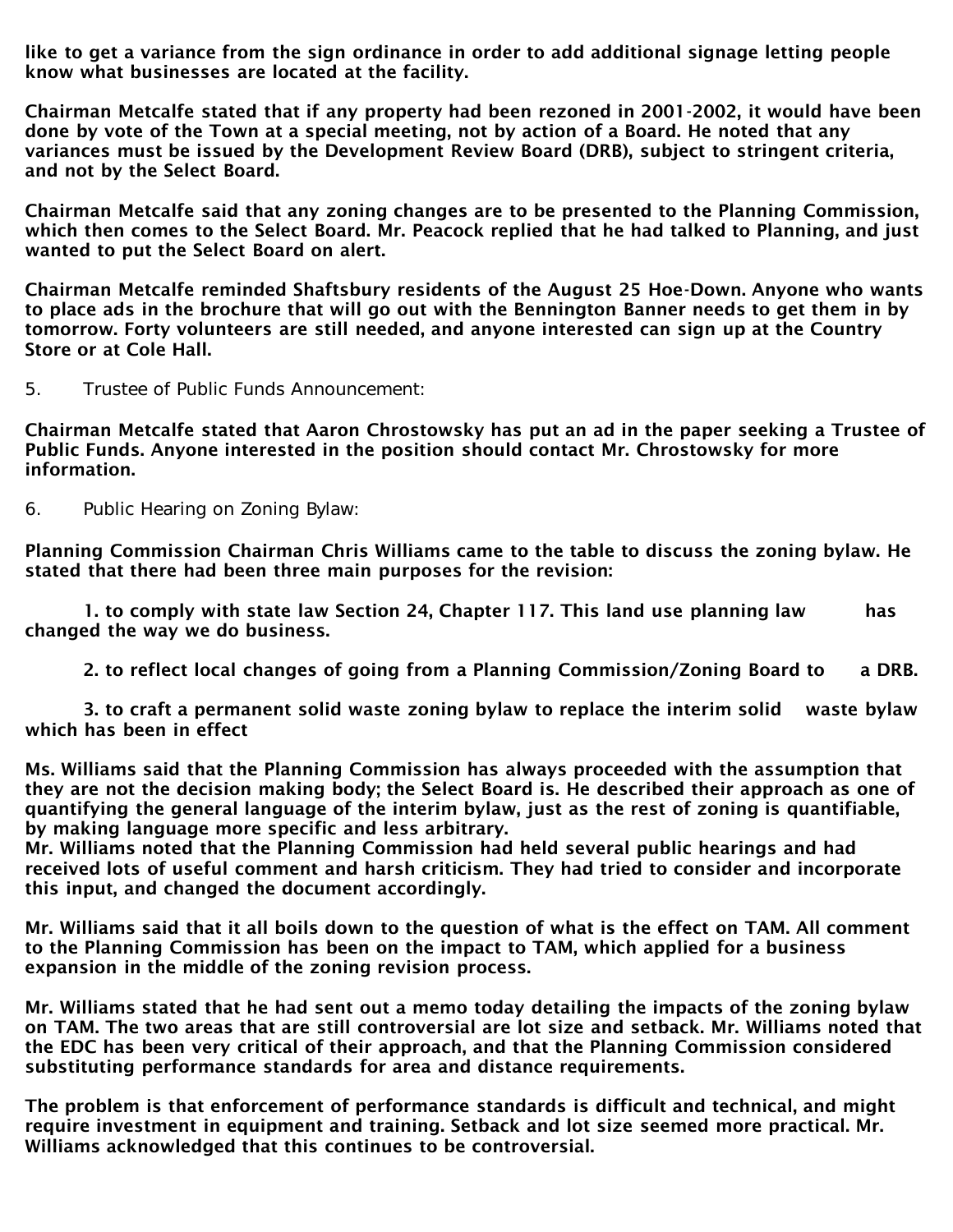**like to get a variance from the sign ordinance in order to add additional signage letting people know what businesses are located at the facility.**

**Chairman Metcalfe stated that if any property had been rezoned in 2001-2002, it would have been done by vote of the Town at a special meeting, not by action of a Board. He noted that any variances must be issued by the Development Review Board (DRB), subject to stringent criteria, and not by the Select Board.**

**Chairman Metcalfe said that any zoning changes are to be presented to the Planning Commission, which then comes to the Select Board. Mr. Peacock replied that he had talked to Planning, and just wanted to put the Select Board on alert.**

**Chairman Metcalfe reminded Shaftsbury residents of the August 25 Hoe-Down. Anyone who wants to place ads in the brochure that will go out with the Bennington Banner needs to get them in by tomorrow. Forty volunteers are still needed, and anyone interested can sign up at the Country Store or at Cole Hall.**

5. Trustee of Public Funds Announcement:

**Chairman Metcalfe stated that Aaron Chrostowsky has put an ad in the paper seeking a Trustee of Public Funds. Anyone interested in the position should contact Mr. Chrostowsky for more information.**

6. Public Hearing on Zoning Bylaw:

**Planning Commission Chairman Chris Williams came to the table to discuss the zoning bylaw. He stated that there had been three main purposes for the revision:**

**1. to comply with state law Section 24, Chapter 117. This land use planning law has changed the way we do business.**

**2. to reflect local changes of going from a Planning Commission/Zoning Board to a DRB.**

**3. to craft a permanent solid waste zoning bylaw to replace the interim solid waste bylaw which has been in effect**

**Ms. Williams said that the Planning Commission has always proceeded with the assumption that they are not the decision making body; the Select Board is. He described their approach as one of quantifying the general language of the interim bylaw, just as the rest of zoning is quantifiable, by making language more specific and less arbitrary.**
**Mr. Williams noted that the Planning Commission had held several public hearings and had received lots of useful comment and harsh criticism. They had tried to consider and incorporate this input, and changed the document accordingly.**

**Mr. Williams said that it all boils down to the question of what is the effect on TAM. All comment to the Planning Commission has been on the impact to TAM, which applied for a business expansion in the middle of the zoning revision process.**

**Mr. Williams stated that he had sent out a memo today detailing the impacts of the zoning bylaw on TAM. The two areas that are still controversial are lot size and setback. Mr. Williams noted that the EDC has been very critical of their approach, and that the Planning Commission considered substituting performance standards for area and distance requirements.**

**The problem is that enforcement of performance standards is difficult and technical, and might require investment in equipment and training. Setback and lot size seemed more practical. Mr. Williams acknowledged that this continues to be controversial.**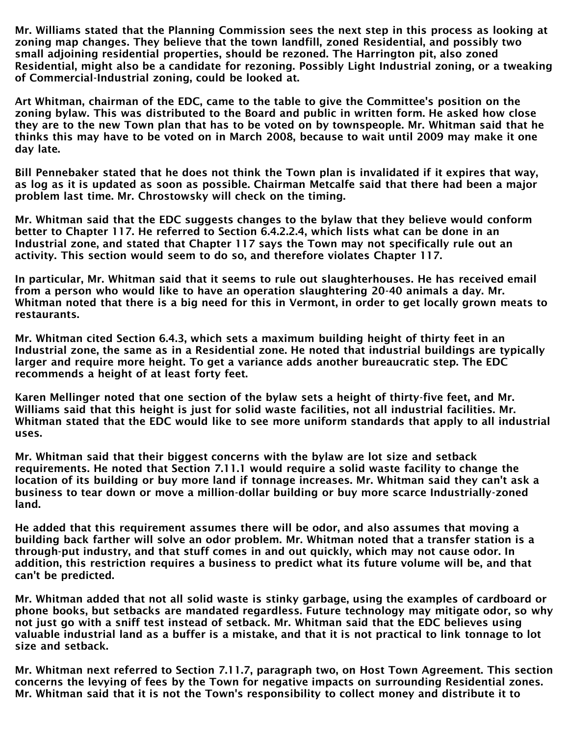Mr. Williams stated that the Planning Commission sees the next step in this process as looking at zoning map changes. They believe that the town landfill, zoned Residential, and possibly two small adjoining residential properties, should be rezoned. The Harrington pit, also zoned Residential, might also be a candidate for rezoning. Possibly Light Industrial zoning, or a tweaking of Commercial-Industrial zoning, could be looked at.

Art Whitman, chairman of the EDC, came to the table to give the Committee's position on the zoning bylaw. This was distributed to the Board and public in written form. He asked how close they are to the new Town plan that has to be voted on by townspeople. Mr. Whitman said that he thinks this may have to be voted on in March 2008, because to wait until 2009 may make it one day late.

Bill Pennebaker stated that he does not think the Town plan is invalidated if it expires that way, as log as it is updated as soon as possible. Chairman Metcalfe said that there had been a major problem last time. Mr. Chrostowsky will check on the timing.

Mr. Whitman said that the EDC suggests changes to the bylaw that they believe would conform better to Chapter 117. He referred to Section 6.4.2.2.4, which lists what can be done in an Industrial zone, and stated that Chapter 117 says the Town may not specifically rule out an activity. This section would seem to do so, and therefore violates Chapter 117.

In particular, Mr. Whitman said that it seems to rule out slaughterhouses. He has received email from a person who would like to have an operation slaughtering 20-40 animals a day. Mr. Whitman noted that there is a big need for this in Vermont, in order to get locally grown meats to restaurants.

Mr. Whitman cited Section 6.4.3, which sets a maximum building height of thirty feet in an Industrial zone, the same as in a Residential zone. He noted that industrial buildings are typically larger and require more height. To get a variance adds another bureaucratic step. The EDC recommends a height of at least forty feet.

Karen Mellinger noted that one section of the bylaw sets a height of thirty-five feet, and Mr. Williams said that this height is just for solid waste facilities, not all industrial facilities. Mr. Whitman stated that the EDC would like to see more uniform standards that apply to all industrial uses.

Mr. Whitman said that their biggest concerns with the bylaw are lot size and setback requirements. He noted that Section 7.11.1 would require a solid waste facility to change the location of its building or buy more land if tonnage increases. Mr. Whitman said they can't ask a business to tear down or move a million-dollar building or buy more scarce Industrially-zoned land.

He added that this requirement assumes there will be odor, and also assumes that moving a building back farther will solve an odor problem. Mr. Whitman noted that a transfer station is a through-put industry, and that stuff comes in and out quickly, which may not cause odor. In addition, this restriction requires a business to predict what its future volume will be, and that can't be predicted.

Mr. Whitman added that not all solid waste is stinky garbage, using the examples of cardboard or phone books, but setbacks are mandated regardless. Future technology may mitigate odor, so why not just go with a sniff test instead of setback. Mr. Whitman said that the EDC believes using valuable industrial land as a buffer is a mistake, and that it is not practical to link tonnage to lot size and setback.

Mr. Whitman next referred to Section 7.11.7, paragraph two, on Host Town Agreement. This section concerns the levying of fees by the Town for negative impacts on surrounding Residential zones. Mr. Whitman said that it is not the Town's responsibility to collect money and distribute it to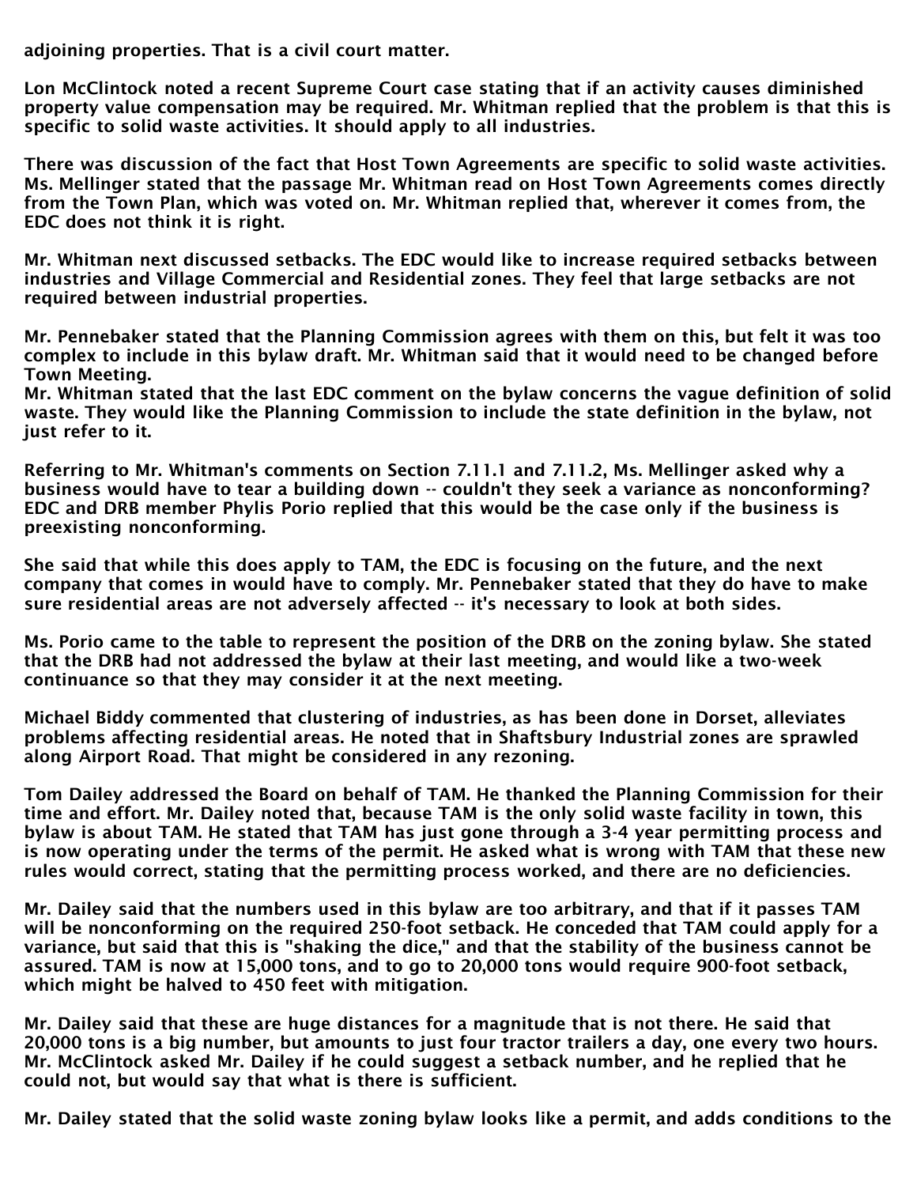adjoining properties. That is a civil court matter.

Lon McClintock noted a recent Supreme Court case stating that if an activity causes diminished property value compensation may be required. Mr. Whitman replied that the problem is that this is specific to solid waste activities. It should apply to all industries.

There was discussion of the fact that Host Town Agreements are specific to solid waste activities. Ms. Mellinger stated that the passage Mr. Whitman read on Host Town Agreements comes directly from the Town Plan, which was voted on. Mr. Whitman replied that, wherever it comes from, the EDC does not think it is right.

Mr. Whitman next discussed setbacks. The EDC would like to increase required setbacks between industries and Village Commercial and Residential zones. They feel that large setbacks are not required between industrial properties.

Mr. Pennebaker stated that the Planning Commission agrees with them on this, but felt it was too complex to include in this bylaw draft. Mr. Whitman said that it would need to be changed before Town Meeting.

Mr. Whitman stated that the last EDC comment on the bylaw concerns the vague definition of solid waste. They would like the Planning Commission to include the state definition in the bylaw, not just refer to it.

Referring to Mr. Whitman's comments on Section 7.11.1 and 7.11.2, Ms. Mellinger asked why a business would have to tear a building down -- couldn't they seek a variance as nonconforming? EDC and DRB member Phylis Porio replied that this would be the case only if the business is preexisting nonconforming.

She said that while this does apply to TAM, the EDC is focusing on the future, and the next company that comes in would have to comply. Mr. Pennebaker stated that they do have to make sure residential areas are not adversely affected -- it's necessary to look at both sides.

Ms. Porio came to the table to represent the position of the DRB on the zoning bylaw. She stated that the DRB had not addressed the bylaw at their last meeting, and would like a two-week continuance so that they may consider it at the next meeting.

Michael Biddy commented that clustering of industries, as has been done in Dorset, alleviates problems affecting residential areas. He noted that in Shaftsbury Industrial zones are sprawled along Airport Road. That might be considered in any rezoning.

Tom Dailey addressed the Board on behalf of TAM. He thanked the Planning Commission for their time and effort. Mr. Dailey noted that, because TAM is the only solid waste facility in town, this bylaw is about TAM. He stated that TAM has just gone through a 3-4 year permitting process and is now operating under the terms of the permit. He asked what is wrong with TAM that these new rules would correct, stating that the permitting process worked, and there are no deficiencies.

Mr. Dailey said that the numbers used in this bylaw are too arbitrary, and that if it passes TAM will be nonconforming on the required 250-foot setback. He conceded that TAM could apply for a variance, but said that this is "shaking the dice," and that the stability of the business cannot be assured. TAM is now at 15,000 tons, and to go to 20,000 tons would require 900-foot setback, which might be halved to 450 feet with mitigation.

Mr. Dailey said that these are huge distances for a magnitude that is not there. He said that 20,000 tons is a big number, but amounts to just four tractor trailers a day, one every two hours. Mr. McClintock asked Mr. Dailey if he could suggest a setback number, and he replied that he could not, but would say that what is there is sufficient.

Mr. Dailey stated that the solid waste zoning bylaw looks like a permit, and adds conditions to the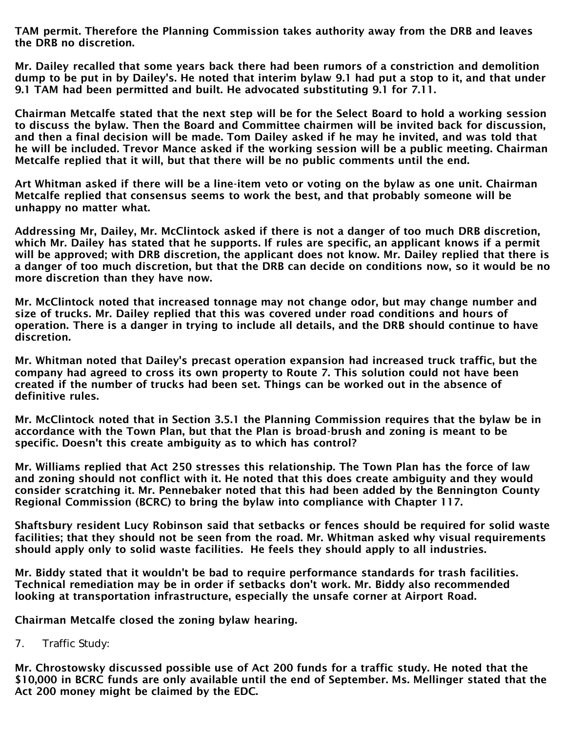**TAM permit. Therefore the Planning Commission takes authority away from the DRB and leaves the DRB no discretion.**

**Mr. Dailey recalled that some years back there had been rumors of a constriction and demolition dump to be put in by Dailey's. He noted that interim bylaw 9.1 had put a stop to it, and that under 9.1 TAM had been permitted and built. He advocated substituting 9.1 for 7.11.**

**Chairman Metcalfe stated that the next step will be for the Select Board to hold a working session to discuss the bylaw. Then the Board and Committee chairmen will be invited back for discussion, and then a final decision will be made. Tom Dailey asked if he may he invited, and was told that he will be included. Trevor Mance asked if the working session will be a public meeting. Chairman Metcalfe replied that it will, but that there will be no public comments until the end.**

**Art Whitman asked if there will be a line-item veto or voting on the bylaw as one unit. Chairman Metcalfe replied that consensus seems to work the best, and that probably someone will be unhappy no matter what.**

**Addressing Mr, Dailey, Mr. McClintock asked if there is not a danger of too much DRB discretion, which Mr. Dailey has stated that he supports. If rules are specific, an applicant knows if a permit will be approved; with DRB discretion, the applicant does not know. Mr. Dailey replied that there is a danger of too much discretion, but that the DRB can decide on conditions now, so it would be no more discretion than they have now.**

**Mr. McClintock noted that increased tonnage may not change odor, but may change number and size of trucks. Mr. Dailey replied that this was covered under road conditions and hours of operation. There is a danger in trying to include all details, and the DRB should continue to have discretion.**

**Mr. Whitman noted that Dailey's precast operation expansion had increased truck traffic, but the company had agreed to cross its own property to Route 7. This solution could not have been created if the number of trucks had been set. Things can be worked out in the absence of definitive rules.**

**Mr. McClintock noted that in Section 3.5.1 the Planning Commission requires that the bylaw be in accordance with the Town Plan, but that the Plan is broad-brush and zoning is meant to be specific. Doesn't this create ambiguity as to which has control?**

**Mr. Williams replied that Act 250 stresses this relationship. The Town Plan has the force of law and zoning should not conflict with it. He noted that this does create ambiguity and they would consider scratching it. Mr. Pennebaker noted that this had been added by the Bennington County Regional Commission (BCRC) to bring the bylaw into compliance with Chapter 117.**

**Shaftsbury resident Lucy Robinson said that setbacks or fences should be required for solid waste facilities; that they should not be seen from the road. Mr. Whitman asked why visual requirements should apply only to solid waste facilities. He feels they should apply to all industries.**

**Mr. Biddy stated that it wouldn't be bad to require performance standards for trash facilities. Technical remediation may be in order if setbacks don't work. Mr. Biddy also recommended looking at transportation infrastructure, especially the unsafe corner at Airport Road.**

**Chairman Metcalfe closed the zoning bylaw hearing.**

7. Traffic Study:

**Mr. Chrostowsky discussed possible use of Act 200 funds for a traffic study. He noted that the $10,000 in BCRC funds are only available until the end of September. Ms. Mellinger stated that the Act 200 money might be claimed by the EDC.**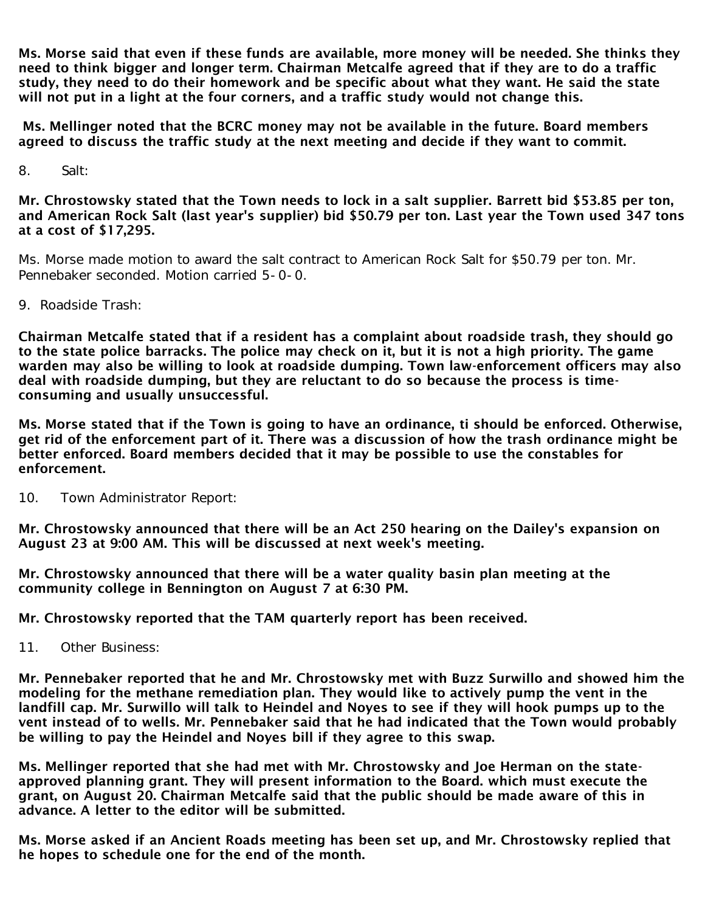**Ms. Morse said that even if these funds are available, more money will be needed. She thinks they need to think bigger and longer term. Chairman Metcalfe agreed that if they are to do a traffic study, they need to do their homework and be specific about what they want. He said the state will not put in a light at the four corners, and a traffic study would not change this.**

**Ms. Mellinger noted that the BCRC money may not be available in the future. Board members agreed to discuss the traffic study at the next meeting and decide if they want to commit.**

8. Salt:

**Mr. Chrostowsky stated that the Town needs to lock in a salt supplier. Barrett bid $53.85 per ton, and American Rock Salt (last year's supplier) bid $50.79 per ton. Last year the Town used 347 tons at a cost of $17,295.**

Ms. Morse made motion to award the salt contract to American Rock Salt for $50.79 per ton. Mr. Pennebaker seconded. Motion carried 5-0-0.

9. Roadside Trash:

**Chairman Metcalfe stated that if a resident has a complaint about roadside trash, they should go to the state police barracks. The police may check on it, but it is not a high priority. The game warden may also be willing to look at roadside dumping. Town law-enforcement officers may also deal with roadside dumping, but they are reluctant to do so because the process is time-consuming and usually unsuccessful.**

**Ms. Morse stated that if the Town is going to have an ordinance, ti should be enforced. Otherwise, get rid of the enforcement part of it. There was a discussion of how the trash ordinance might be better enforced. Board members decided that it may be possible to use the constables for enforcement.**

10. Town Administrator Report:

**Mr. Chrostowsky announced that there will be an Act 250 hearing on the Dailey's expansion on August 23 at 9:00 AM. This will be discussed at next week's meeting.**

**Mr. Chrostowsky announced that there will be a water quality basin plan meeting at the community college in Bennington on August 7 at 6:30 PM.**

**Mr. Chrostowsky reported that the TAM quarterly report has been received.**

11. Other Business:

**Mr. Pennebaker reported that he and Mr. Chrostowsky met with Buzz Surwillo and showed him the modeling for the methane remediation plan. They would like to actively pump the vent in the landfill cap. Mr. Surwillo will talk to Heindel and Noyes to see if they will hook pumps up to the vent instead of to wells. Mr. Pennebaker said that he had indicated that the Town would probably be willing to pay the Heindel and Noyes bill if they agree to this swap.**

**Ms. Mellinger reported that she had met with Mr. Chrostowsky and Joe Herman on the state-approved planning grant. They will present information to the Board. which must execute the grant, on August 20. Chairman Metcalfe said that the public should be made aware of this in advance. A letter to the editor will be submitted.**

**Ms. Morse asked if an Ancient Roads meeting has been set up, and Mr. Chrostowsky replied that he hopes to schedule one for the end of the month.**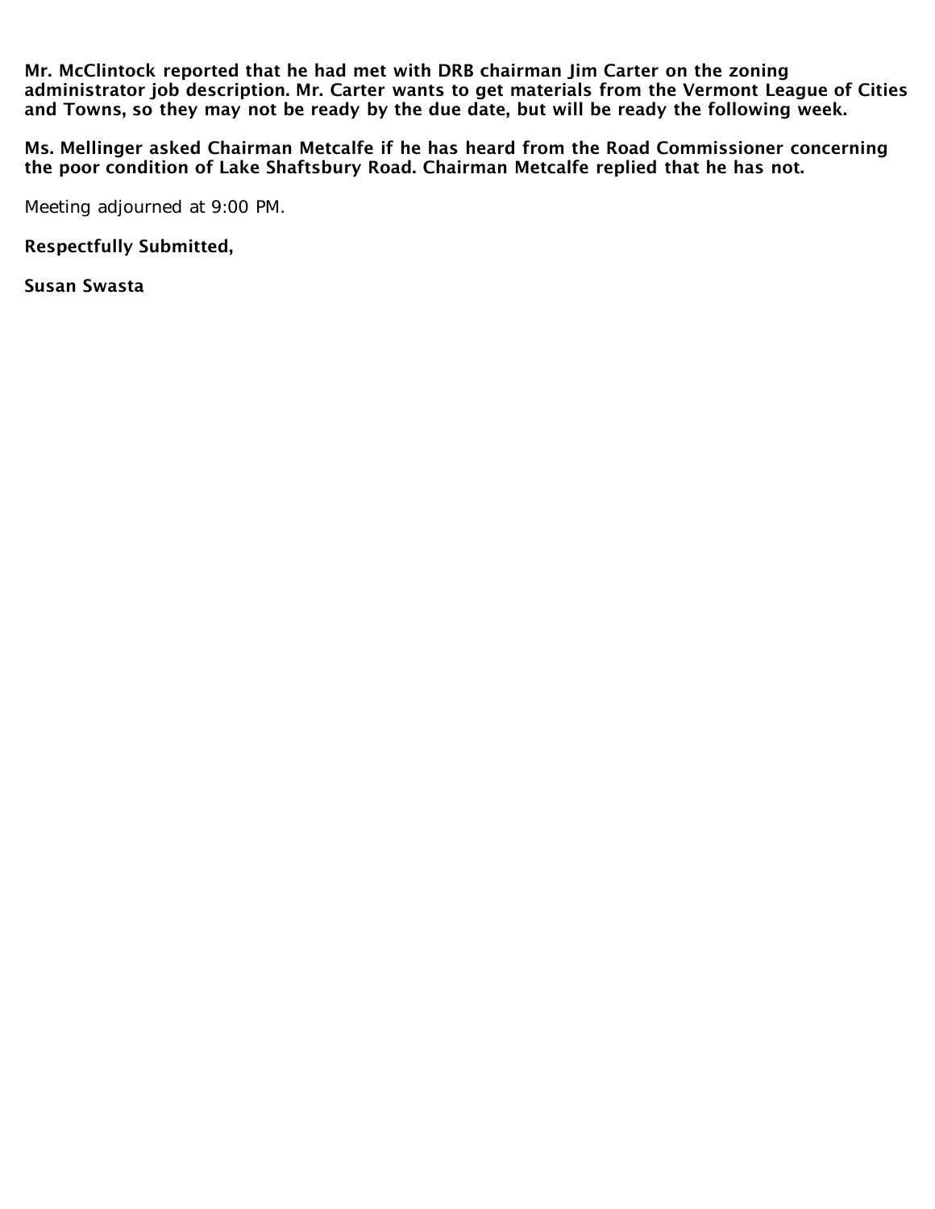**Mr. McClintock reported that he had met with DRB chairman Jim Carter on the zoning administrator job description. Mr. Carter wants to get materials from the Vermont League of Cities and Towns, so they may not be ready by the due date, but will be ready the following week.**

**Ms. Mellinger asked Chairman Metcalfe if he has heard from the Road Commissioner concerning the poor condition of Lake Shaftsbury Road. Chairman Metcalfe replied that he has not.**

Meeting adjourned at 9:00 PM.

**Respectfully Submitted,**

**Susan Swasta**